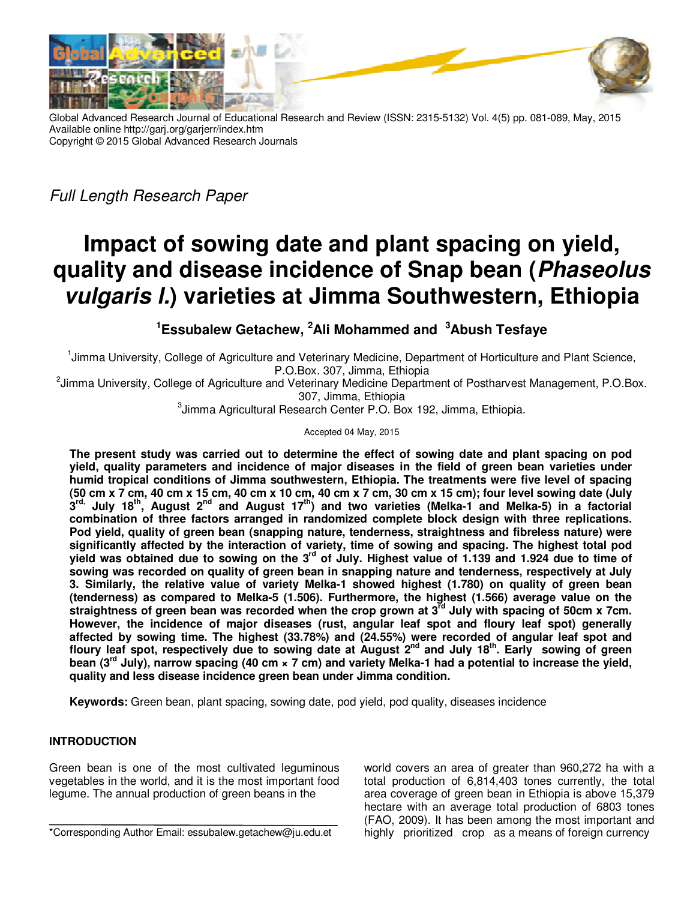Global Advanced Research Journal of Educational Research and Review (ISSN: 2315-5132) Vol. 4(5) pp. 081-089, May, 2015
Available online http://garj.org/garjerr/index.htm
Copyright © 2015 Global Advanced Research Journals

*Full Length Research Paper*

# Impact of sowing date and plant spacing on yield, quality and disease incidence of Snap bean (*Phaseolus vulgaris l.*) varieties at Jimma Southwestern, Ethiopia

**[1]Essubalew Getachew, [2]Ali Mohammed and [3]Abush Tesfaye**

[1]Jimma University, College of Agriculture and Veterinary Medicine, Department of Horticulture and Plant Science, P.O.Box. 307, Jimma, Ethiopia

[2]Jimma University, College of Agriculture and Veterinary Medicine Department of Postharvest Management, P.O.Box. 307, Jimma, Ethiopia

[3]Jimma Agricultural Research Center P.O. Box 192, Jimma, Ethiopia.

Accepted 04 May, 2015

**The present study was carried out to determine the effect of sowing date and plant spacing on pod yield, quality parameters and incidence of major diseases in the field of green bean varieties under humid tropical conditions of Jimma southwestern, Ethiopia. The treatments were five level of spacing (50 cm x 7 cm, 40 cm x 15 cm, 40 cm x 10 cm, 40 cm x 7 cm, 30 cm x 15 cm); four level sowing date (July 3$^{rd}$, July 18$^{th}$, August 2$^{nd}$ and August 17$^{th}$) and two varieties (Melka-1 and Melka-5) in a factorial combination of three factors arranged in randomized complete block design with three replications. Pod yield, quality of green bean (snapping nature, tenderness, straightness and fibreless nature) were significantly affected by the interaction of variety, time of sowing and spacing. The highest total pod yield was obtained due to sowing on the 3$^{rd}$ of July. Highest value of 1.139 and 1.924 due to time of sowing was recorded on quality of green bean in snapping nature and tenderness, respectively at July 3. Similarly, the relative value of variety Melka-1 showed highest (1.780) on quality of green bean (tenderness) as compared to Melka-5 (1.506). Furthermore, the highest (1.566) average value on the straightness of green bean was recorded when the crop grown at 3$^{rd}$ July with spacing of 50cm x 7cm. However, the incidence of major diseases (rust, angular leaf spot and floury leaf spot) generally affected by sowing time. The highest (33.78%) and (24.55%) were recorded of angular leaf spot and floury leaf spot, respectively due to sowing date at August 2$^{nd}$ and July 18$^{th}$. Early sowing of green bean (3$^{rd}$ July), narrow spacing (40 cm × 7 cm) and variety Melka-1 had a potential to increase the yield, quality and less disease incidence green bean under Jimma condition.**

**Keywords:** Green bean, plant spacing, sowing date, pod yield, pod quality, diseases incidence

## INTRODUCTION

Green bean is one of the most cultivated leguminous vegetables in the world, and it is the most important food legume. The annual production of green beans in the world covers an area of greater than 960,272 ha with a total production of 6,814,403 tones currently, the total area coverage of green bean in Ethiopia is above 15,379 hectare with an average total production of 6803 tones (FAO, 2009). It has been among the most important and highly prioritized crop as a means of foreign currency

*Corresponding Author Email: essubalew.getachew@ju.edu.et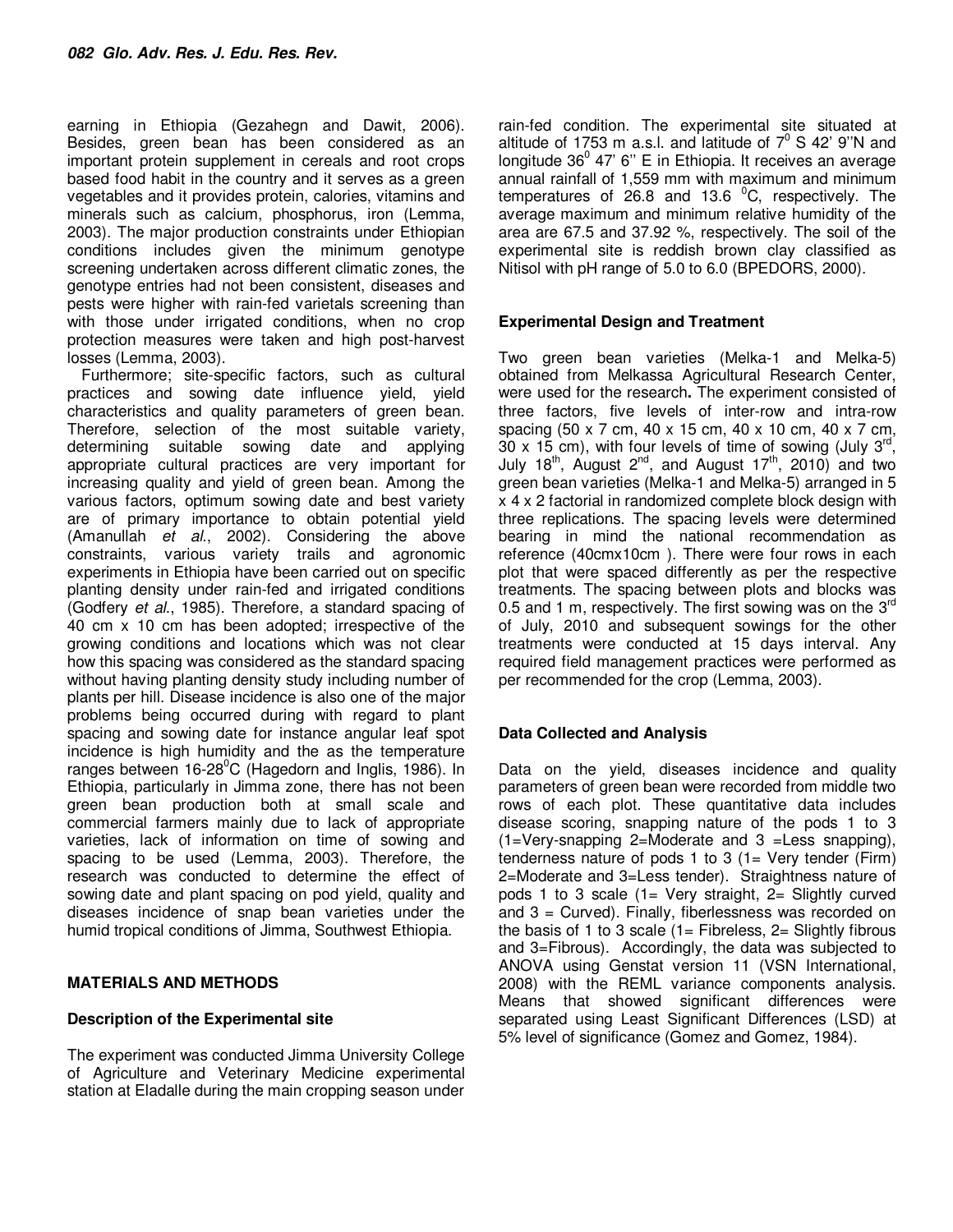earning in Ethiopia (Gezahegn and Dawit, 2006). Besides, green bean has been considered as an important protein supplement in cereals and root crops based food habit in the country and it serves as a green vegetables and it provides protein, calories, vitamins and minerals such as calcium, phosphorus, iron (Lemma, 2003). The major production constraints under Ethiopian conditions includes given the minimum genotype screening undertaken across different climatic zones, the genotype entries had not been consistent, diseases and pests were higher with rain-fed varietals screening than with those under irrigated conditions, when no crop protection measures were taken and high post-harvest losses (Lemma, 2003).

Furthermore; site-specific factors, such as cultural practices and sowing date influence yield, yield characteristics and quality parameters of green bean. Therefore, selection of the most suitable variety, determining suitable sowing date and applying appropriate cultural practices are very important for increasing quality and yield of green bean. Among the various factors, optimum sowing date and best variety are of primary importance to obtain potential yield (Amanullah *et al*., 2002). Considering the above constraints, various variety trails and agronomic experiments in Ethiopia have been carried out on specific planting density under rain-fed and irrigated conditions (Godfery *et al*., 1985). Therefore, a standard spacing of 40 cm x 10 cm has been adopted; irrespective of the growing conditions and locations which was not clear how this spacing was considered as the standard spacing without having planting density study including number of plants per hill. Disease incidence is also one of the major problems being occurred during with regard to plant spacing and sowing date for instance angular leaf spot incidence is high humidity and the as the temperature ranges between 16-28$^{0}$C (Hagedorn and Inglis, 1986). In Ethiopia, particularly in Jimma zone, there has not been green bean production both at small scale and commercial farmers mainly due to lack of appropriate varieties, lack of information on time of sowing and spacing to be used (Lemma, 2003). Therefore, the research was conducted to determine the effect of sowing date and plant spacing on pod yield, quality and diseases incidence of snap bean varieties under the humid tropical conditions of Jimma, Southwest Ethiopia.

## MATERIALS AND METHODS

### Description of the Experimental site

The experiment was conducted Jimma University College of Agriculture and Veterinary Medicine experimental station at Eladalle during the main cropping season under rain-fed condition. The experimental site situated at altitude of 1753 m a.s.l. and latitude of 7$^{0}$ S 42' 9''N and longitude 36$^{0}$ 47' 6'' E in Ethiopia. It receives an average annual rainfall of 1,559 mm with maximum and minimum temperatures of 26.8 and 13.6 $^{0}$C, respectively. The average maximum and minimum relative humidity of the area are 67.5 and 37.92 %, respectively. The soil of the experimental site is reddish brown clay classified as Nitisol with pH range of 5.0 to 6.0 (BPEDORS, 2000).

### Experimental Design and Treatment

Two green bean varieties (Melka-1 and Melka-5) obtained from Melkassa Agricultural Research Center, were used for the research**.** The experiment consisted of three factors, five levels of inter-row and intra-row spacing (50 x 7 cm, 40 x 15 cm, 40 x 10 cm, 40 x 7 cm, 30 x 15 cm), with four levels of time of sowing (July 3$^{rd}$, July 18$^{th}$, August 2$^{nd}$, and August 17$^{th}$, 2010) and two green bean varieties (Melka-1 and Melka-5) arranged in 5 x 4 x 2 factorial in randomized complete block design with three replications. The spacing levels were determined bearing in mind the national recommendation as reference (40cmx10cm ). There were four rows in each plot that were spaced differently as per the respective treatments. The spacing between plots and blocks was 0.5 and 1 m, respectively. The first sowing was on the 3$^{rd}$ of July, 2010 and subsequent sowings for the other treatments were conducted at 15 days interval. Any required field management practices were performed as per recommended for the crop (Lemma, 2003).

### Data Collected and Analysis

Data on the yield, diseases incidence and quality parameters of green bean were recorded from middle two rows of each plot. These quantitative data includes disease scoring, snapping nature of the pods 1 to 3 (1=Very-snapping 2=Moderate and 3 =Less snapping), tenderness nature of pods 1 to 3 (1= Very tender (Firm) 2=Moderate and 3=Less tender). Straightness nature of pods 1 to 3 scale (1= Very straight, 2= Slightly curved and 3 = Curved). Finally, fiberlessness was recorded on the basis of 1 to 3 scale (1= Fibreless, 2= Slightly fibrous and 3=Fibrous). Accordingly, the data was subjected to ANOVA using Genstat version 11 (VSN International, 2008) with the REML variance components analysis. Means that showed significant differences were separated using Least Significant Differences (LSD) at 5% level of significance (Gomez and Gomez, 1984).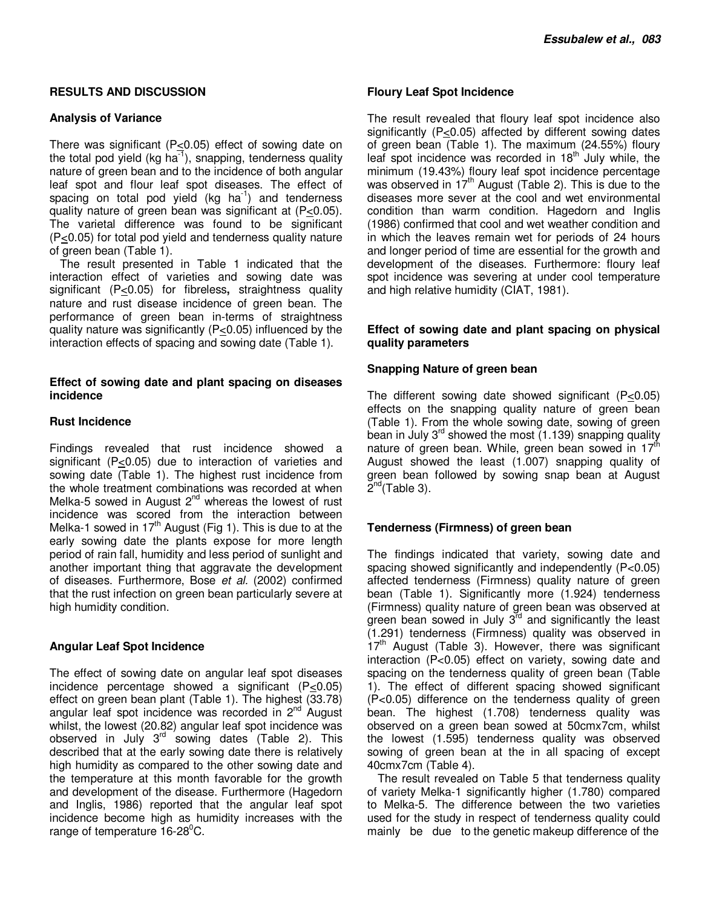## RESULTS AND DISCUSSION

### Analysis of Variance

There was significant ($P \leq 0.05$) effect of sowing date on the total pod yield (kg $ha^{-1}$), snapping, tenderness quality nature of green bean and to the incidence of both angular leaf spot and flour leaf spot diseases. The effect of spacing on total pod yield (kg $ha^{-1}$) and tenderness quality nature of green bean was significant at ($P \leq 0.05$). The varietal difference was found to be significant ($P \leq 0.05$) for total pod yield and tenderness quality nature of green bean (Table 1).

The result presented in Table 1 indicated that the interaction effect of varieties and sowing date was significant ($P \leq 0.05$) for fibreless**,** straightness quality nature and rust disease incidence of green bean. The performance of green bean in-terms of straightness quality nature was significantly ($P \leq 0.05$) influenced by the interaction effects of spacing and sowing date (Table 1).

### Effect of sowing date and plant spacing on diseases incidence

#### Rust Incidence

Findings revealed that rust incidence showed a significant ($P \leq 0.05$) due to interaction of varieties and sowing date (Table 1). The highest rust incidence from the whole treatment combinations was recorded at when Melka-5 sowed in August 2nd whereas the lowest of rust incidence was scored from the interaction between Melka-1 sowed in 17th August (Fig 1). This is due to at the early sowing date the plants expose for more length period of rain fall, humidity and less period of sunlight and another important thing that aggravate the development of diseases. Furthermore, Bose *et al.* (2002) confirmed that the rust infection on green bean particularly severe at high humidity condition.

#### Angular Leaf Spot Incidence

The effect of sowing date on angular leaf spot diseases incidence percentage showed a significant ($P \leq 0.05$) effect on green bean plant (Table 1). The highest (33.78) angular leaf spot incidence was recorded in 2nd August whilst, the lowest (20.82) angular leaf spot incidence was observed in July 3rd sowing dates (Table 2). This described that at the early sowing date there is relatively high humidity as compared to the other sowing date and the temperature at this month favorable for the growth and development of the disease. Furthermore (Hagedorn and Inglis, 1986) reported that the angular leaf spot incidence become high as humidity increases with the range of temperature 16-28$^0$C.

#### Floury Leaf Spot Incidence

The result revealed that floury leaf spot incidence also significantly ($P \leq 0.05$) affected by different sowing dates of green bean (Table 1). The maximum (24.55%) floury leaf spot incidence was recorded in 18th July while, the minimum (19.43%) floury leaf spot incidence percentage was observed in 17th August (Table 2). This is due to the diseases more sever at the cool and wet environmental condition than warm condition. Hagedorn and Inglis (1986) confirmed that cool and wet weather condition and in which the leaves remain wet for periods of 24 hours and longer period of time are essential for the growth and development of the diseases. Furthermore: floury leaf spot incidence was severing at under cool temperature and high relative humidity (CIAT, 1981).

### Effect of sowing date and plant spacing on physical quality parameters

#### Snapping Nature of green bean

The different sowing date showed significant ($P \leq 0.05$) effects on the snapping quality nature of green bean (Table 1). From the whole sowing date, sowing of green bean in July 3rd showed the most (1.139) snapping quality nature of green bean. While, green bean sowed in 17th August showed the least (1.007) snapping quality of green bean followed by sowing snap bean at August 2nd(Table 3).

#### Tenderness (Firmness) of green bean

The findings indicated that variety, sowing date and spacing showed significantly and independently ($P<0.05$) affected tenderness (Firmness) quality nature of green bean (Table 1). Significantly more (1.924) tenderness (Firmness) quality nature of green bean was observed at green bean sowed in July 3rd and significantly the least (1.291) tenderness (Firmness) quality was observed in 17th August (Table 3). However, there was significant interaction ($P<0.05$) effect on variety, sowing date and spacing on the tenderness quality of green bean (Table 1). The effect of different spacing showed significant ($P<0.05$) difference on the tenderness quality of green bean. The highest (1.708) tenderness quality was observed on a green bean sowed at 50cmx7cm, whilst the lowest (1.595) tenderness quality was observed sowing of green bean at the in all spacing of except 40cmx7cm (Table 4).

The result revealed on Table 5 that tenderness quality of variety Melka-1 significantly higher (1.780) compared to Melka-5. The difference between the two varieties used for the study in respect of tenderness quality could mainly be due to the genetic makeup difference of the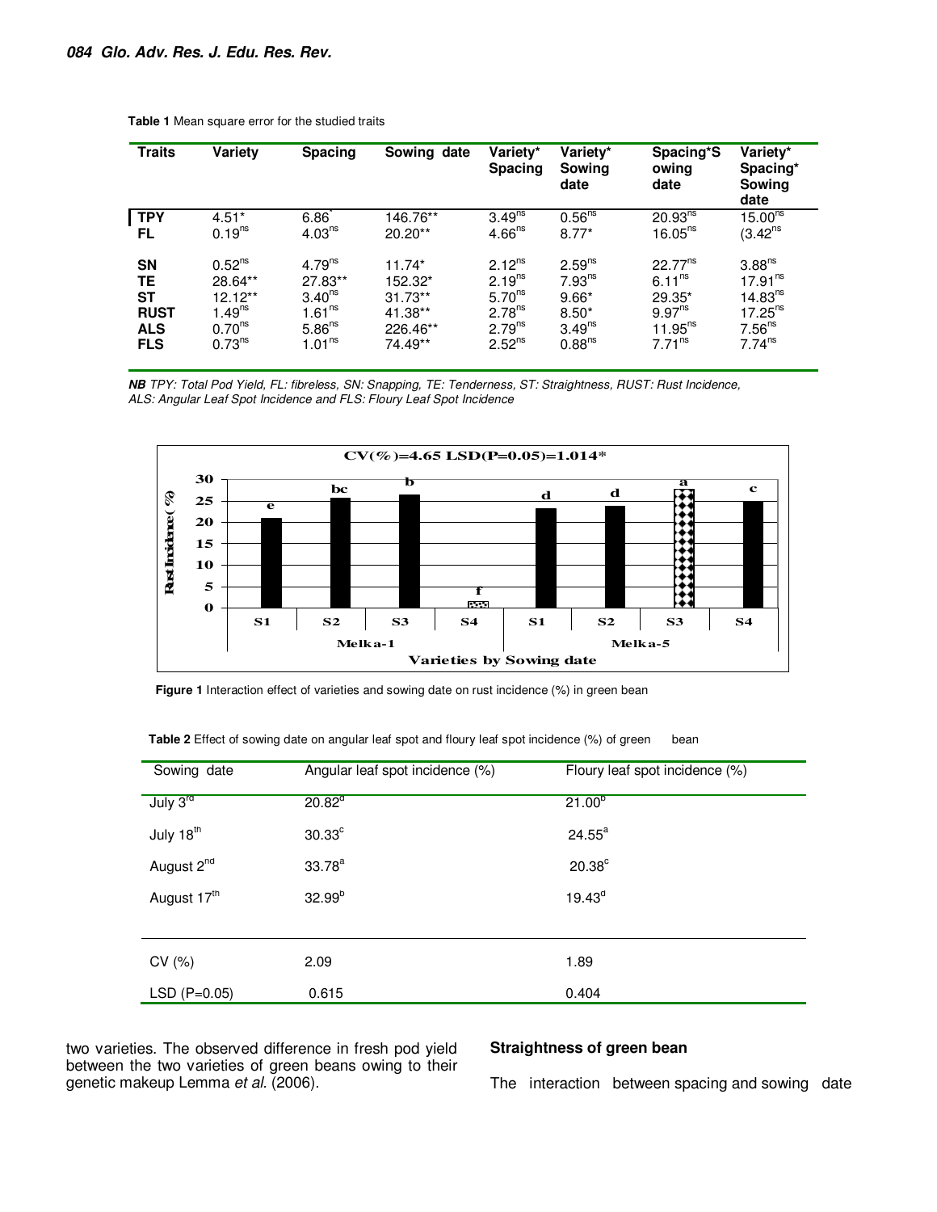**Table 1** Mean square error for the studied traits

| Traits | Variety | Spacing | Sowing date | Variety* Spacing | Variety* Sowing date | Spacing*Sowing date | Variety* Spacing* Sowing date |
|---|---|---|---|---|---|---|---|
| TPY | 4.51* | 6.86* | 146.76** | 3.49$^{ns}$ | 0.56$^{ns}$ | 20.93$^{ns}$ | 15.00$^{ns}$ |
| FL | 0.19$^{ns}$ | 4.03$^{ns}$ | 20.20** | 4.66$^{ns}$ | 8.77* | 16.05$^{ns}$ | (3.42$^{ns}$ |
| SN | 0.52$^{ns}$ | 4.79$^{ns}$ | 11.74* | 2.12$^{ns}$ | 2.59$^{ns}$ | 22.77$^{ns}$ | 3.88$^{ns}$ |
| TE | 28.64** | 27.83** | 152.32* | 2.19$^{ns}$ | 7.93$^{ns}$ | 6.11$^{ns}$ | 17.91$^{ns}$ |
| ST | 12.12** | 3.40$^{ns}$ | 31.73** | 5.70$^{ns}$ | 9.66* | 29.35* | 14.83$^{ns}$ |
| RUST | 1.49$^{ns}$ | 1.61$^{ns}$ | 41.38** | 2.78$^{ns}$ | 8.50* | 9.97$^{ns}$ | 17.25$^{ns}$ |
| ALS | 0.70$^{ns}$ | 5.86$^{ns}$ | 226.46** | 2.79$^{ns}$ | 3.49$^{ns}$ | 11.95$^{ns}$ | 7.56$^{ns}$ |
| FLS | 0.73$^{ns}$ | 1.01$^{ns}$ | 74.49** | 2.52$^{ns}$ | 0.88$^{ns}$ | 7.71$^{ns}$ | 7.74$^{ns}$ |

***NB*** *TPY: Total Pod Yield, FL: fibreless, SN: Snapping, TE: Tenderness, ST: Straightness, RUST: Rust Incidence, ALS: Angular Leaf Spot Incidence and FLS: Floury Leaf Spot Incidence*

CV(%)=4.65 LSD(P=0.05)=1.014*

| Variety | Sowing date | Rust Incidence (%) (approx.) | Letter |
|---|---|---|---|
| Melka-1 | S1 | 21 | e |
| Melka-1 | S2 | 25.5 | bc |
| Melka-1 | S3 | 26.3 | b |
| Melka-1 | S4 | 1.2 | f |
| Melka-5 | S1 | 23.2 | d |
| Melka-5 | S2 | 23.8 | d |
| Melka-5 | S3 | 27.8 | a |
| Melka-5 | S4 | 24.8 | c |

**Figure 1** Interaction effect of varieties and sowing date on rust incidence (%) in green bean

**Table 2** Effect of sowing date on angular leaf spot and floury leaf spot incidence (%) of green bean

| Sowing date | Angular leaf spot incidence (%) | Floury leaf spot incidence (%) |
|---|---|---|
| July 3$^{rd}$ | 20.82$^{d}$ | 21.00$^{b}$ |
| July 18$^{th}$ | 30.33$^{c}$ | 24.55$^{a}$ |
| August 2$^{nd}$ | 33.78$^{a}$ | 20.38$^{c}$ |
| August 17$^{th}$ | 32.99$^{b}$ | 19.43$^{d}$ |
| CV (%) | 2.09 | 1.89 |
| LSD (P=0.05) | 0.615 | 0.404 |

two varieties. The observed difference in fresh pod yield between the two varieties of green beans owing to their genetic makeup Lemma *et al.* (2006).

### Straightness of green bean

The interaction between spacing and sowing date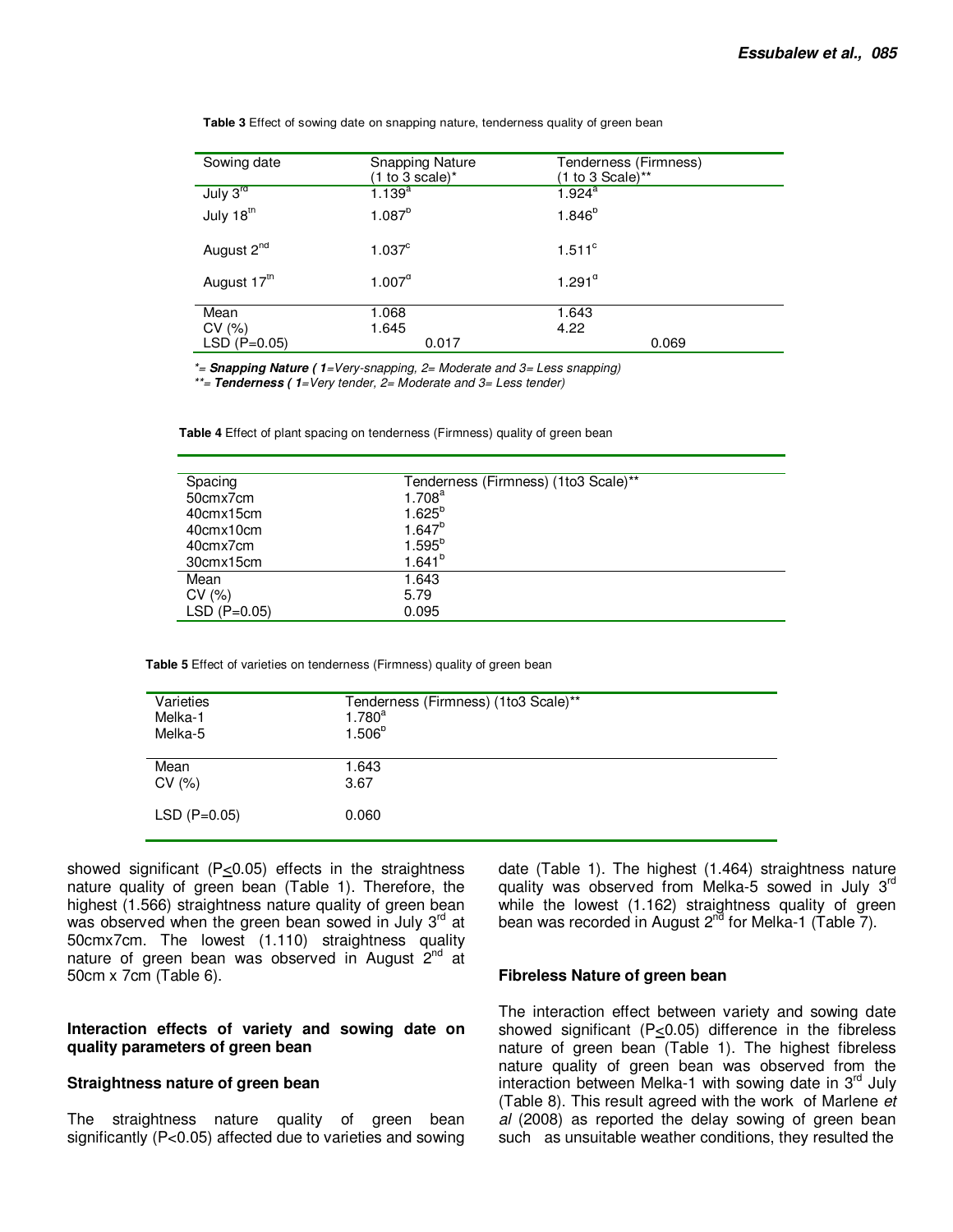**Table 3** Effect of sowing date on snapping nature, tenderness quality of green bean

| Sowing date | Snapping Nature (1 to 3 scale)* | Tenderness (Firmness) (1 to 3 Scale)** |
|---|---|---|
| July 3rd | 1.139[a] | 1.924[a] |
| July 18th | 1.087[b] | 1.846[b] |
| August 2nd | 1.037[c] | 1.511[c] |
| August 17th | 1.007[d] | 1.291[d] |
| Mean | 1.068 | 1.643 |
| CV (%) | 1.645 | 4.22 |
| LSD (P=0.05) | 0.017 | 0.069 |

*\*= **Snapping Nature ( 1**=Very-snapping, 2= Moderate and 3= Less snapping)*
*\*\*= **Tenderness ( 1**=Very tender, 2= Moderate and 3= Less tender)*

**Table 4** Effect of plant spacing on tenderness (Firmness) quality of green bean

| Spacing | Tenderness (Firmness) (1to3 Scale)** |
|---|---|
| 50cmx7cm | 1.708[a] |
| 40cmx15cm | 1.625[b] |
| 40cmx10cm | 1.647[b] |
| 40cmx7cm | 1.595[b] |
| 30cmx15cm | 1.641[b] |
| Mean | 1.643 |
| CV (%) | 5.79 |
| LSD (P=0.05) | 0.095 |

**Table 5** Effect of varieties on tenderness (Firmness) quality of green bean

| Varieties | Tenderness (Firmness) (1to3 Scale)** |
|---|---|
| Melka-1 | 1.780[a] |
| Melka-5 | 1.506[b] |
| Mean | 1.643 |
| CV (%) | 3.67 |
| LSD (P=0.05) | 0.060 |

showed significant ($P \leq 0.05$) effects in the straightness nature quality of green bean (Table 1). Therefore, the highest (1.566) straightness nature quality of green bean was observed when the green bean sowed in July 3rd at 50cmx7cm. The lowest (1.110) straightness quality nature of green bean was observed in August 2nd at 50cm x 7cm (Table 6).

### Interaction effects of variety and sowing date on quality parameters of green bean

#### Straightness nature of green bean

The straightness nature quality of green bean significantly ($P<0.05$) affected due to varieties and sowing date (Table 1). The highest (1.464) straightness nature quality was observed from Melka-5 sowed in July 3rd while the lowest (1.162) straightness quality of green bean was recorded in August 2nd for Melka-1 (Table 7).

#### Fibreless Nature of green bean

The interaction effect between variety and sowing date showed significant ($P \leq 0.05$) difference in the fibreless nature of green bean (Table 1). The highest fibreless nature quality of green bean was observed from the interaction between Melka-1 with sowing date in 3rd July (Table 8). This result agreed with the work of Marlene *et al* (2008) as reported the delay sowing of green bean such as unsuitable weather conditions, they resulted the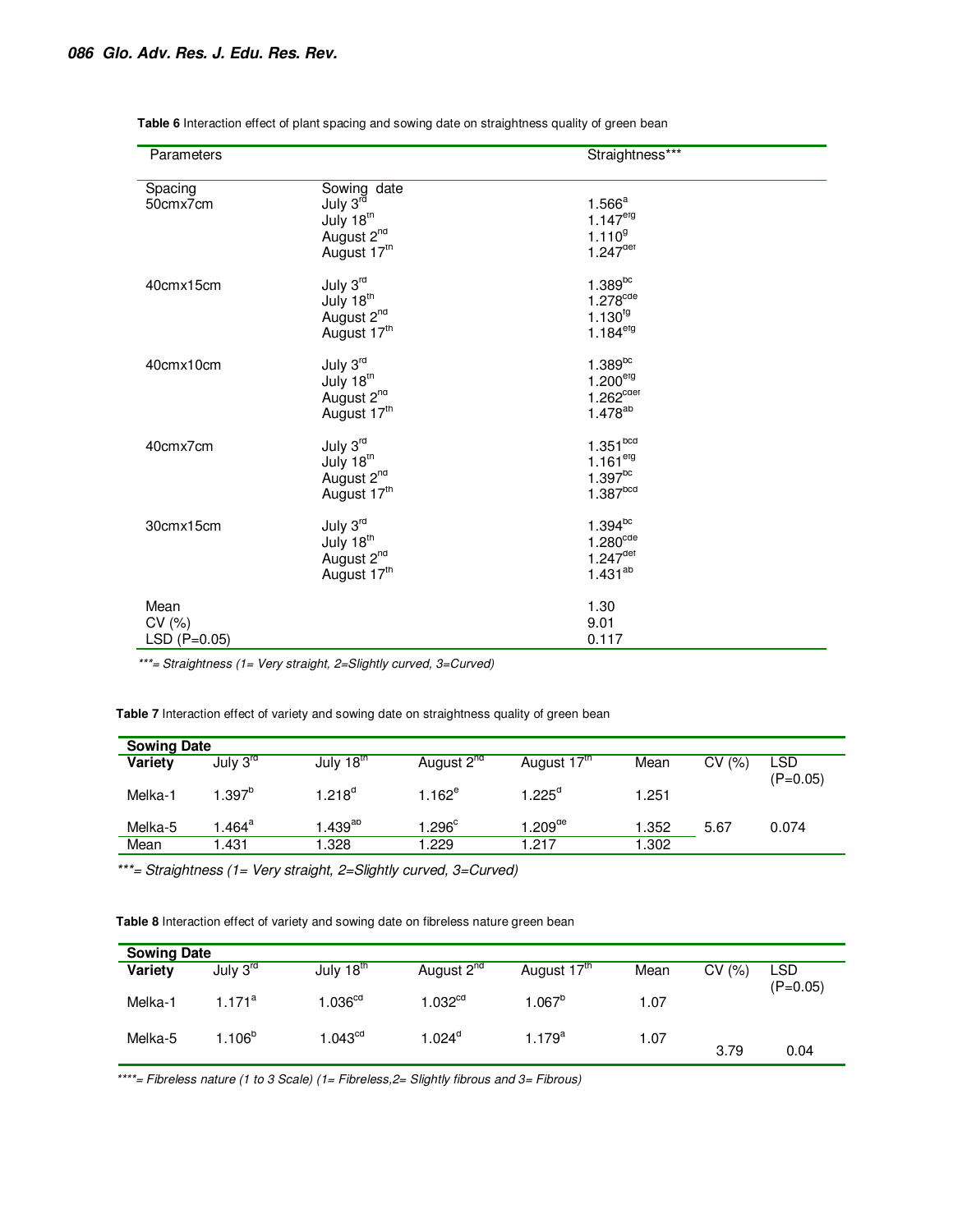**Table 6** Interaction effect of plant spacing and sowing date on straightness quality of green bean

| Parameters | | Straightness*** |
|---|---|---|
| Spacing | Sowing date | |
| 50cmx7cm | July 3rd | 1.566[a] |
| | July 18th | 1.147[efg] |
| | August 2nd | 1.110[g] |
| | August 17th | 1.247[def] |
| 40cmx15cm | July 3rd | 1.389[bc] |
| | July 18th | 1.278[cde] |
| | August 2nd | 1.130[fg] |
| | August 17th | 1.184[efg] |
| 40cmx10cm | July 3rd | 1.389[bc] |
| | July 18th | 1.200[efg] |
| | August 2nd | 1.262[cdef] |
| | August 17th | 1.478[ab] |
| 40cmx7cm | July 3rd | 1.351[bcd] |
| | July 18th | 1.161[efg] |
| | August 2nd | 1.397[bc] |
| | August 17th | 1.387[bcd] |
| 30cmx15cm | July 3rd | 1.394[bc] |
| | July 18th | 1.280[cde] |
| | August 2nd | 1.247[def] |
| | August 17th | 1.431[ab] |
| Mean | | 1.30 |
| CV (%) | | 9.01 |
| LSD (P=0.05) | | 0.117 |

****= Straightness (1= Very straight, 2=Slightly curved, 3=Curved)*

**Table 7** Interaction effect of variety and sowing date on straightness quality of green bean

| Sowing Date | | | | | | | |
|---|---|---|---|---|---|---|---|
| Variety | July 3rd | July 18th | August 2nd | August 17th | Mean | CV (%) | LSD (P=0.05) |
| Melka-1 | 1.397[b] | 1.218[d] | 1.162[e] | 1.225[d] | 1.251 | | |
| Melka-5 | 1.464[a] | 1.439[ab] | 1.296[c] | 1.209[de] | 1.352 | 5.67 | 0.074 |
| Mean | 1.431 | 1.328 | 1.229 | 1.217 | 1.302 | | |

****= Straightness (1= Very straight, 2=Slightly curved, 3=Curved)*

**Table 8** Interaction effect of variety and sowing date on fibreless nature green bean

| Sowing Date | | | | | | | |
|---|---|---|---|---|---|---|---|
| Variety | July 3rd | July 18th | August 2nd | August 17th | Mean | CV (%) | LSD (P=0.05) |
| Melka-1 | 1.171[a] | 1.036[cd] | 1.032[cd] | 1.067[b] | 1.07 | | |
| Melka-5 | 1.106[b] | 1.043[cd] | 1.024[d] | 1.179[a] | 1.07 | 3.79 | 0.04 |

*****= Fibreless nature (1 to 3 Scale) (1= Fibreless,2= Slightly fibrous and 3= Fibrous)*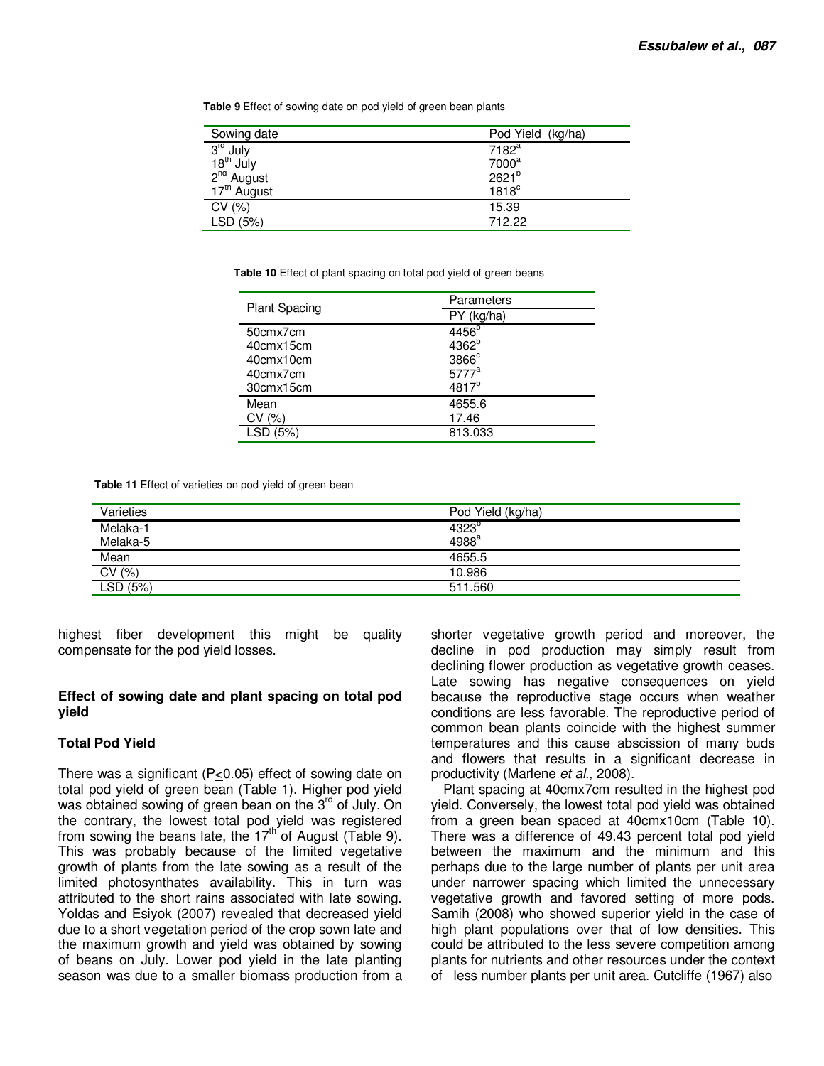**Table 9** Effect of sowing date on pod yield of green bean plants

| Sowing date | Pod Yield (kg/ha) |
|---|---|
| 3rd July | 7182$^{a}$ |
| 18th July | 7000$^{a}$ |
| 2nd August | 2621$^{b}$ |
| 17th August | 1818$^{c}$ |
| CV (%) | 15.39 |
| LSD (5%) | 712.22 |

**Table 10** Effect of plant spacing on total pod yield of green beans

| Plant Spacing | Parameters |
|---|---|
| | PY (kg/ha) |
| 50cmx7cm | 4456$^{b}$ |
| 40cmx15cm | 4362$^{b}$ |
| 40cmx10cm | 3866$^{c}$ |
| 40cmx7cm | 5777$^{a}$ |
| 30cmx15cm | 4817$^{b}$ |
| Mean | 4655.6 |
| CV (%) | 17.46 |
| LSD (5%) | 813.033 |

**Table 11** Effect of varieties on pod yield of green bean

| Varieties | Pod Yield (kg/ha) |
|---|---|
| Melaka-1 | 4323$^{b}$ |
| Melaka-5 | 4988$^{a}$ |
| Mean | 4655.5 |
| CV (%) | 10.986 |
| LSD (5%) | 511.560 |

highest fiber development this might be quality compensate for the pod yield losses.

### Effect of sowing date and plant spacing on total pod yield

#### Total Pod Yield

There was a significant ($P \leq 0.05$) effect of sowing date on total pod yield of green bean (Table 1). Higher pod yield was obtained sowing of green bean on the 3rd of July. On the contrary, the lowest total pod yield was registered from sowing the beans late, the 17th of August (Table 9). This was probably because of the limited vegetative growth of plants from the late sowing as a result of the limited photosynthates availability. This in turn was attributed to the short rains associated with late sowing. Yoldas and Esiyok (2007) revealed that decreased yield due to a short vegetation period of the crop sown late and the maximum growth and yield was obtained by sowing of beans on July. Lower pod yield in the late planting season was due to a smaller biomass production from a shorter vegetative growth period and moreover, the decline in pod production may simply result from declining flower production as vegetative growth ceases. Late sowing has negative consequences on yield because the reproductive stage occurs when weather conditions are less favorable. The reproductive period of common bean plants coincide with the highest summer temperatures and this cause abscission of many buds and flowers that results in a significant decrease in productivity (Marlene *et al.,* 2008).

Plant spacing at 40cmx7cm resulted in the highest pod yield. Conversely, the lowest total pod yield was obtained from a green bean spaced at 40cmx10cm (Table 10). There was a difference of 49.43 percent total pod yield between the maximum and the minimum and this perhaps due to the large number of plants per unit area under narrower spacing which limited the unnecessary vegetative growth and favored setting of more pods. Samih (2008) who showed superior yield in the case of high plant populations over that of low densities. This could be attributed to the less severe competition among plants for nutrients and other resources under the context of less number plants per unit area. Cutcliffe (1967) also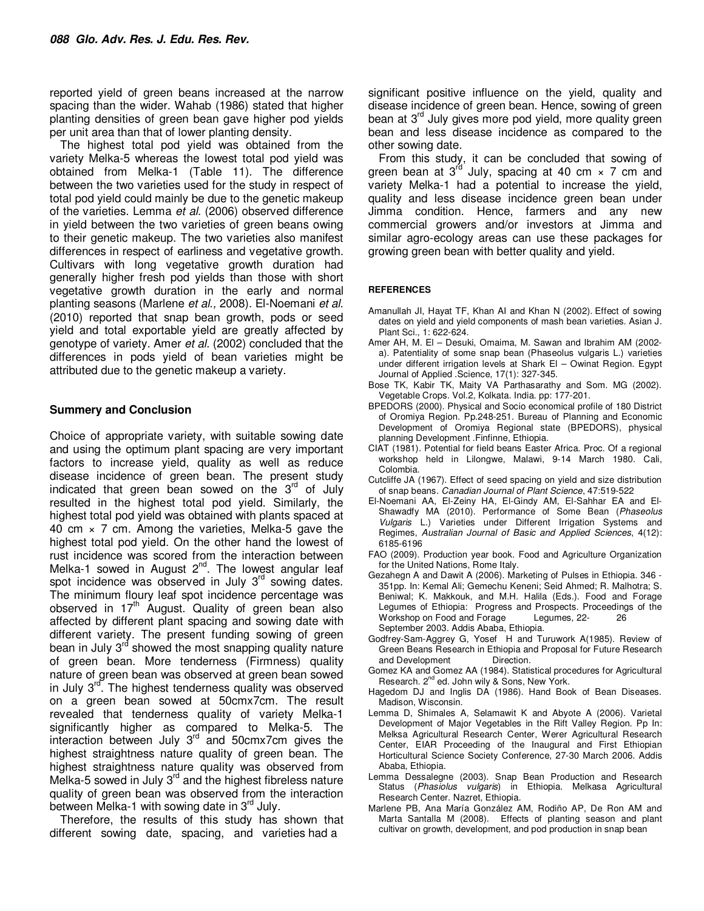reported yield of green beans increased at the narrow spacing than the wider. Wahab (1986) stated that higher planting densities of green bean gave higher pod yields per unit area than that of lower planting density.

The highest total pod yield was obtained from the variety Melka-5 whereas the lowest total pod yield was obtained from Melka-1 (Table 11). The difference between the two varieties used for the study in respect of total pod yield could mainly be due to the genetic makeup of the varieties. Lemma *et al.* (2006) observed difference in yield between the two varieties of green beans owing to their genetic makeup. The two varieties also manifest differences in respect of earliness and vegetative growth. Cultivars with long vegetative growth duration had generally higher fresh pod yields than those with short vegetative growth duration in the early and normal planting seasons (Marlene *et al.,* 2008). El-Noemani *et al.* (2010) reported that snap bean growth, pods or seed yield and total exportable yield are greatly affected by genotype of variety. Amer *et al.* (2002) concluded that the differences in pods yield of bean varieties might be attributed due to the genetic makeup a variety.

## Summery and Conclusion

Choice of appropriate variety, with suitable sowing date and using the optimum plant spacing are very important factors to increase yield, quality as well as reduce disease incidence of green bean. The present study indicated that green bean sowed on the 3rd of July resulted in the highest total pod yield. Similarly, the highest total pod yield was obtained with plants spaced at 40 cm × 7 cm. Among the varieties, Melka-5 gave the highest total pod yield. On the other hand the lowest of rust incidence was scored from the interaction between Melka-1 sowed in August 2nd. The lowest angular leaf spot incidence was observed in July 3rd sowing dates. The minimum floury leaf spot incidence percentage was observed in 17th August. Quality of green bean also affected by different plant spacing and sowing date with different variety. The present funding sowing of green bean in July 3rd showed the most snapping quality nature of green bean. More tenderness (Firmness) quality nature of green bean was observed at green bean sowed in July 3rd. The highest tenderness quality was observed on a green bean sowed at 50cmx7cm. The result revealed that tenderness quality of variety Melka-1 significantly higher as compared to Melka-5. The interaction between July 3rd and 50cmx7cm gives the highest straightness nature quality of green bean. The highest straightness nature quality was observed from Melka-5 sowed in July 3rd and the highest fibreless nature quality of green bean was observed from the interaction between Melka-1 with sowing date in 3rd July.

Therefore, the results of this study has shown that different sowing date, spacing, and varieties had a significant positive influence on the yield, quality and disease incidence of green bean. Hence, sowing of green bean at 3rd July gives more pod yield, more quality green bean and less disease incidence as compared to the other sowing date.

From this study, it can be concluded that sowing of green bean at 3rd July, spacing at 40 cm × 7 cm and variety Melka-1 had a potential to increase the yield, quality and less disease incidence green bean under Jimma condition. Hence, farmers and any new commercial growers and/or investors at Jimma and similar agro-ecology areas can use these packages for growing green bean with better quality and yield.

## REFERENCES

Amanullah JI, Hayat TF, Khan AI and Khan N (2002). Effect of sowing dates on yield and yield components of mash bean varieties. Asian J. Plant Sci., 1: 622-624.

Amer AH, M. El – Desuki, Omaima, M. Sawan and Ibrahim AM (2002-a). Patentiality of some snap bean (Phaseolus vulgaris L.) varieties under different irrigation levels at Shark El – Owinat Region. Egypt Journal of Applied .Science, 17(1): 327-345.

Bose TK, Kabir TK, Maity VA Parthasarathy and Som. MG (2002). Vegetable Crops. Vol.2, Kolkata. India. pp: 177-201.

BPEDORS (2000). Physical and Socio economical profile of 180 District of Oromiya Region. Pp.248-251. Bureau of Planning and Economic Development of Oromiya Regional state (BPEDORS), physical planning Development .Finfinne, Ethiopia.

CIAT (1981). Potential for field beans Easter Africa. Proc. Of a regional workshop held in Lilongwe, Malawi, 9-14 March 1980. Cali, Colombia.

Cutcliffe JA (1967). Effect of seed spacing on yield and size distribution of snap beans. *Canadian Journal of Plant Science*, 47:519-522

El-Noemani AA, El-Zeiny HA, El-Gindy AM, El-Sahhar EA and El-Shawadfy MA (2010). Performance of Some Bean (*Phaseolus Vulgaris* L.) Varieties under Different Irrigation Systems and Regimes, *Australian Journal of Basic and Applied Sciences*, 4(12): 6185-6196

FAO (2009). Production year book. Food and Agriculture Organization for the United Nations, Rome Italy.

Gezahegn A and Dawit A (2006). Marketing of Pulses in Ethiopia. 346 - 351pp. In: Kemal Ali; Gemechu Keneni; Seid Ahmed; R. Malhotra; S. Beniwal; K. Makkouk, and M.H. Halila (Eds.). Food and Forage Legumes of Ethiopia: Progress and Prospects. Proceedings of the Workshop on Food and Forage Legumes, 22- 26 September 2003. Addis Ababa, Ethiopia.

Godfrey-Sam-Aggrey G, Yosef H and Turuwork A(1985). Review of Green Beans Research in Ethiopia and Proposal for Future Research and Development Direction.

Gomez KA and Gomez AA (1984). Statistical procedures for Agricultural Research. 2nd ed. John wily & Sons, New York.

Hagedom DJ and Inglis DA (1986). Hand Book of Bean Diseases. Madison, Wisconsin.

Lemma D, Shimales A, Selamawit K and Abyote A (2006). Varietal Development of Major Vegetables in the Rift Valley Region. Pp In: Melksa Agricultural Research Center, Werer Agricultural Research Center, EIAR Proceeding of the Inaugural and First Ethiopian Horticultural Science Society Conference, 27-30 March 2006. Addis Ababa, Ethiopia.

Lemma Dessalegne (2003). Snap Bean Production and Research Status (*Phasiolus vulgaris*) in Ethiopia. Melkasa Agricultural Research Center. Nazret, Ethiopia.

Marlene PB, Ana María González AM, Rodiño AP, De Ron AM and Marta Santalla M (2008). Effects of planting season and plant cultivar on growth, development, and pod production in snap bean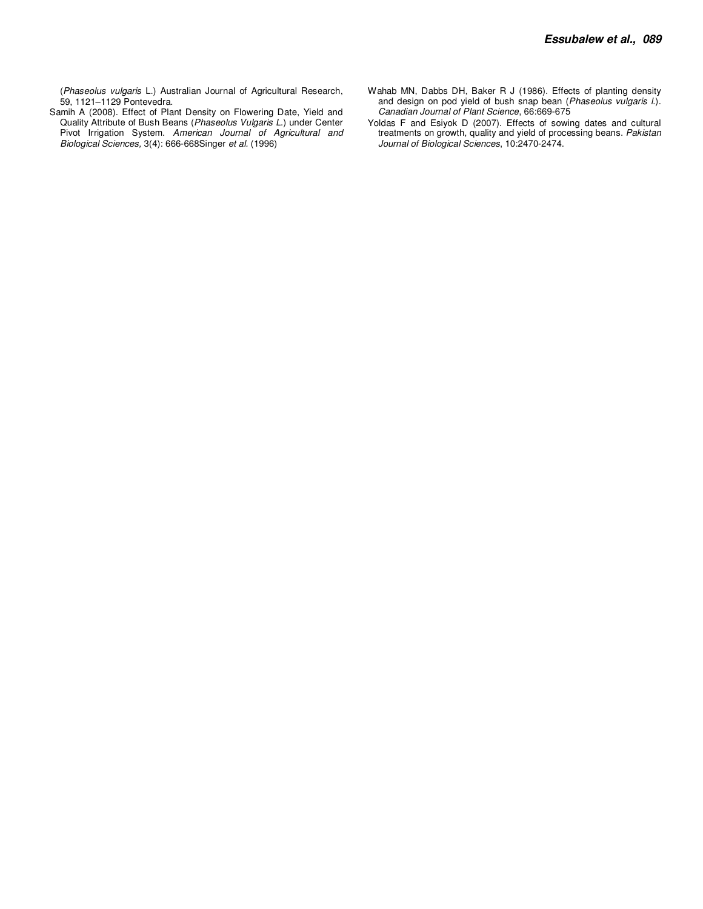(*Phaseolus vulgaris* L.) Australian Journal of Agricultural Research, 59, 1121–1129 Pontevedra.

Samih A (2008). Effect of Plant Density on Flowering Date, Yield and Quality Attribute of Bush Beans (*Phaseolus Vulgaris L.*) under Center Pivot Irrigation System. *American Journal of Agricultural and Biological Sciences,* 3(4): 666-668Singer *et al.* (1996)

Wahab MN, Dabbs DH, Baker R J (1986). Effects of planting density and design on pod yield of bush snap bean (*Phaseolus vulgaris l.*). *Canadian Journal of Plant Science*, 66:669-675

Yoldas F and Esiyok D (2007). Effects of sowing dates and cultural treatments on growth, quality and yield of processing beans. *Pakistan Journal of Biological Sciences*, 10:2470-2474.